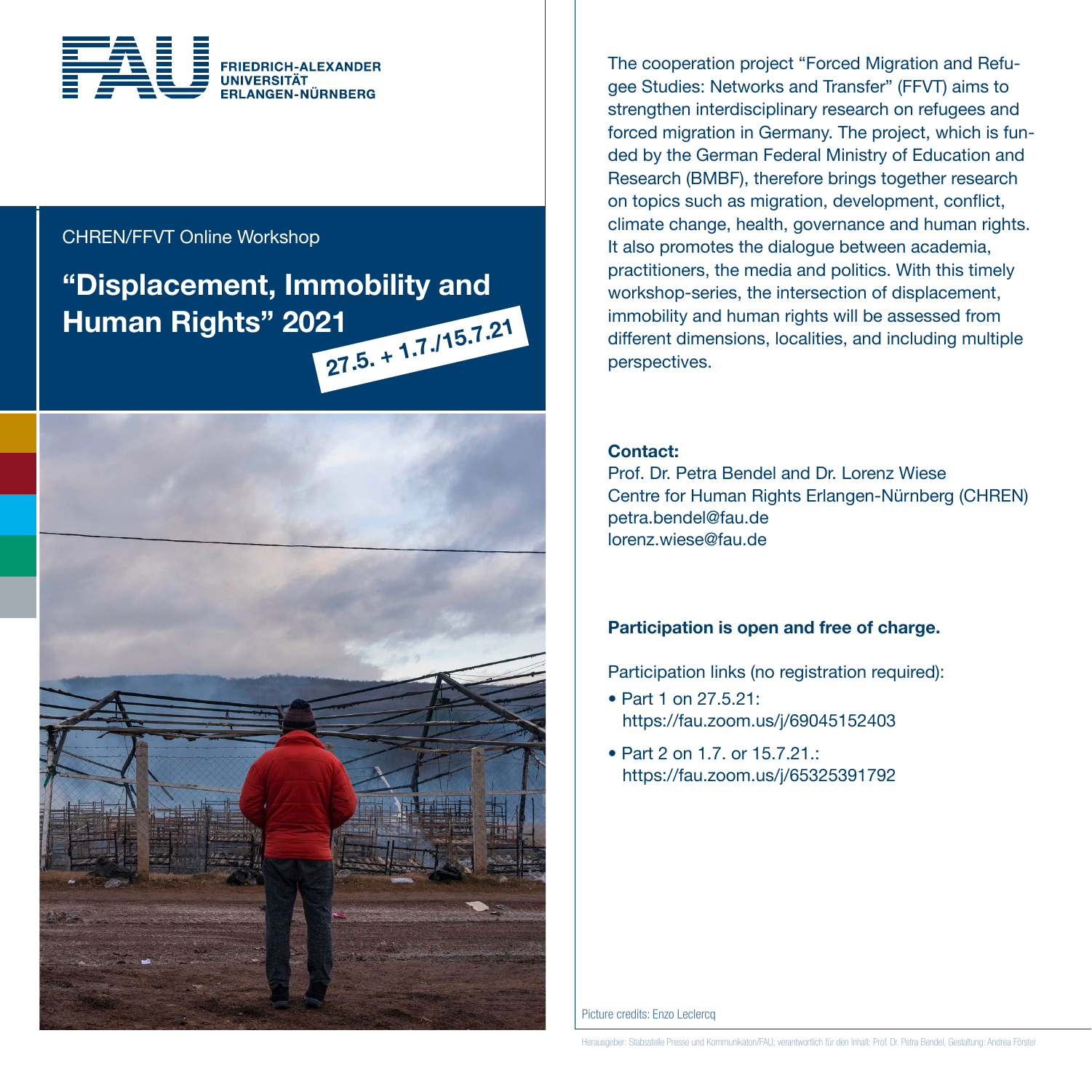FRIEDRICH-ALEXANDER UNIVERSITÄT ERLANGEN-NÜRNBERG

CHREN/FFVT Online Workshop

# “Displacement, Immobility and Human Rights” 2021

**27.5. + 1.7./15.7.21**

The cooperation project “Forced Migration and Refugee Studies: Networks and Transfer” (FFVT) aims to strengthen interdisciplinary research on refugees and forced migration in Germany. The project, which is funded by the German Federal Ministry of Education and Research (BMBF), therefore brings together research on topics such as migration, development, conflict, climate change, health, governance and human rights. It also promotes the dialogue between academia, practitioners, the media and politics. With this timely workshop-series, the intersection of displacement, immobility and human rights will be assessed from different dimensions, localities, and including multiple perspectives.

**Contact:**
Prof. Dr. Petra Bendel and Dr. Lorenz Wiese
Centre for Human Rights Erlangen-Nürnberg (CHREN)
petra.bendel@fau.de
lorenz.wiese@fau.de

**Participation is open and free of charge.**

Participation links (no registration required):

- Part 1 on 27.5.21: https://fau.zoom.us/j/69045152403
- Part 2 on 1.7. or 15.7.21.: https://fau.zoom.us/j/65325391792

Picture credits: Enzo Leclercq

Herausgeber: Stabsstelle Presse und Kommunikaton/FAU; verantwortlich für den Inhalt: Prof. Dr. Petra Bendel, Gestaltung: Andrea Förster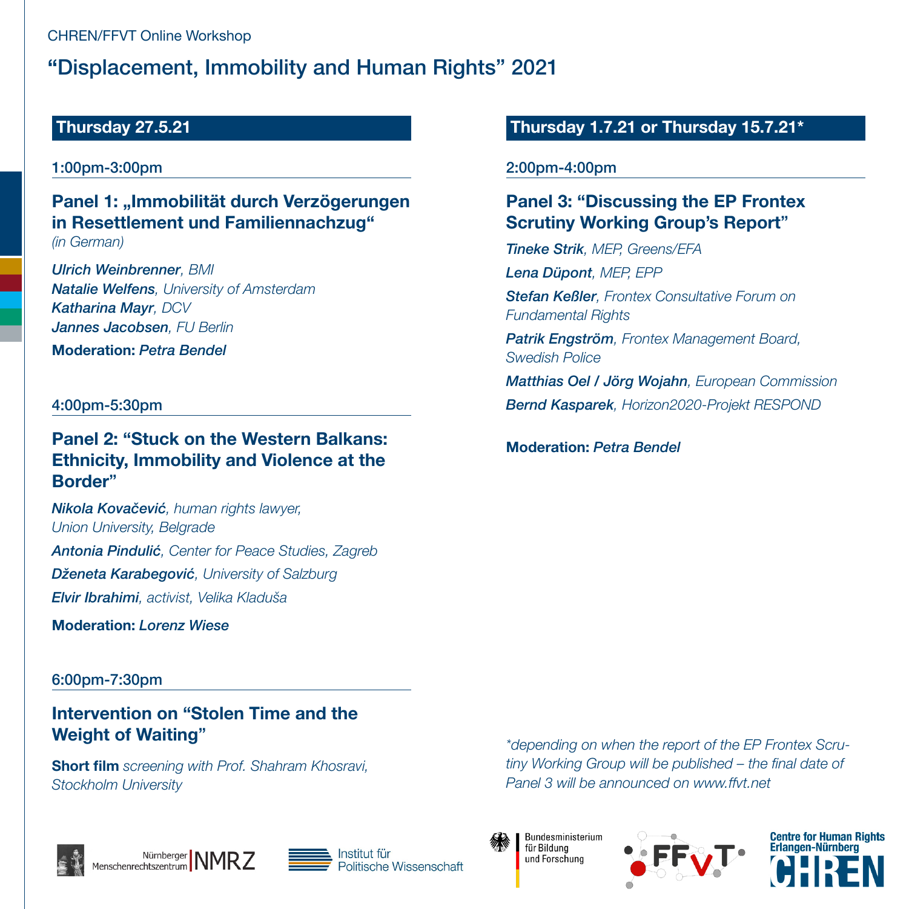CHREN/FFVT Online Workshop

# "Displacement, Immobility and Human Rights" 2021

## Thursday 27.5.21

### 1:00pm-3:00pm

### Panel 1: „Immobilität durch Verzögerungen in Resettlement und Familiennachzug"

*(in German)*

***Ulrich Weinbrenner**, BMI*
***Natalie Welfens**, University of Amsterdam*
***Katharina Mayr**, DCV*
***Jannes Jacobsen**, FU Berlin*

**Moderation:** ***Petra Bendel***

### 4:00pm-5:30pm

### Panel 2: "Stuck on the Western Balkans: Ethnicity, Immobility and Violence at the Border"

***Nikola Kovačević**, human rights lawyer, Union University, Belgrade*

***Antonia Pindulić**, Center for Peace Studies, Zagreb*

***Dženeta Karabegović**, University of Salzburg*

***Elvir Ibrahimi**, activist, Velika Kladuša*

**Moderation:** ***Lorenz Wiese***

### 6:00pm-7:30pm

### Intervention on "Stolen Time and the Weight of Waiting"

**Short film** *screening with Prof. Shahram Khosravi, Stockholm University*

## Thursday 1.7.21 or Thursday 15.7.21*

### 2:00pm-4:00pm

### Panel 3: "Discussing the EP Frontex Scrutiny Working Group's Report"

***Tineke Strik**, MEP, Greens/EFA*

***Lena Düpont**, MEP, EPP*

***Stefan Keßler**, Frontex Consultative Forum on Fundamental Rights*

***Patrik Engström**, Frontex Management Board, Swedish Police*

***Matthias Oel / Jörg Wojahn**, European Commission*

***Bernd Kasparek**, Horizon2020-Projekt RESPOND*

**Moderation:** ***Petra Bendel***

*\*depending on when the report of the EP Frontex Scrutiny Working Group will be published – the final date of Panel 3 will be announced on www.ffvt.net*

Nürnberger Menschenrechtszentrum NMRZ

Institut für Politische Wissenschaft

Bundesministerium für Bildung und Forschung

FFVT

Centre for Human Rights Erlangen-Nürnberg CHREN